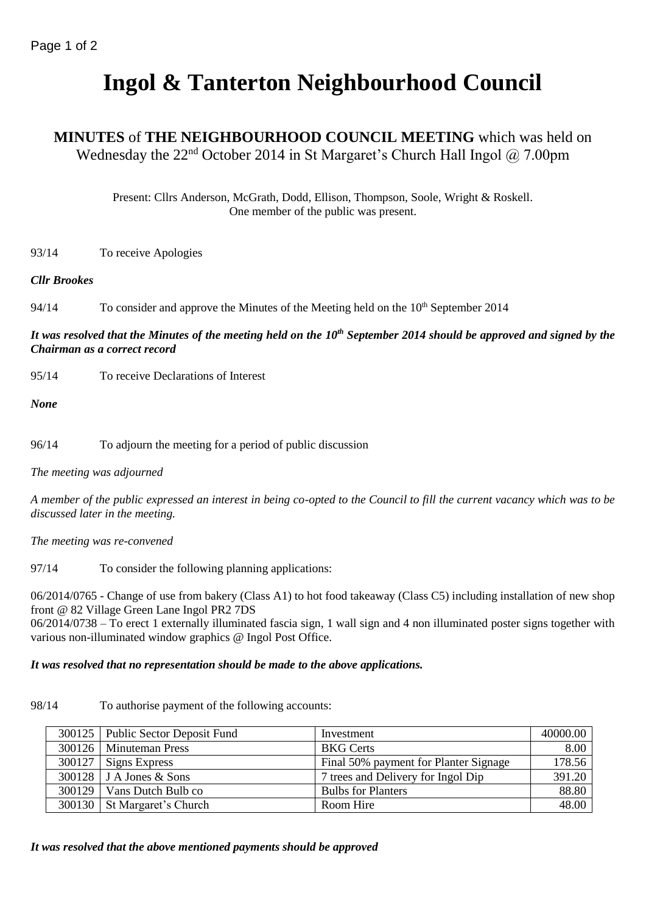# Ingol & Tanterton Neighbourhood Council

**MINUTES** of **THE NEIGHBOURHOOD COUNCIL MEETING** which was held on Wednesday the 22nd October 2014 in St Margaret's Church Hall Ingol @ 7.00pm

Present: Cllrs Anderson, McGrath, Dodd, Ellison, Thompson, Soole, Wright & Roskell.
One member of the public was present.

93/14 To receive Apologies

***Cllr Brookes***

94/14 To consider and approve the Minutes of the Meeting held on the 10th September 2014

***It was resolved that the Minutes of the meeting held on the 10th September 2014 should be approved and signed by the Chairman as a correct record***

95/14 To receive Declarations of Interest

***None***

96/14 To adjourn the meeting for a period of public discussion

*The meeting was adjourned*

*A member of the public expressed an interest in being co-opted to the Council to fill the current vacancy which was to be discussed later in the meeting.*

*The meeting was re-convened*

97/14 To consider the following planning applications:

06/2014/0765 - Change of use from bakery (Class A1) to hot food takeaway (Class C5) including installation of new shop front @ 82 Village Green Lane Ingol PR2 7DS
06/2014/0738 – To erect 1 externally illuminated fascia sign, 1 wall sign and 4 non illuminated poster signs together with various non-illuminated window graphics @ Ingol Post Office.

***It was resolved that no representation should be made to the above applications.***

98/14 To authorise payment of the following accounts:

| | | | |
|---|---|---|---|
| 300125 | Public Sector Deposit Fund | Investment | 40000.00 |
| 300126 | Minuteman Press | BKG Certs | 8.00 |
| 300127 | Signs Express | Final 50% payment for Planter Signage | 178.56 |
| 300128 | J A Jones & Sons | 7 trees and Delivery for Ingol Dip | 391.20 |
| 300129 | Vans Dutch Bulb co | Bulbs for Planters | 88.80 |
| 300130 | St Margaret's Church | Room Hire | 48.00 |

***It was resolved that the above mentioned payments should be approved***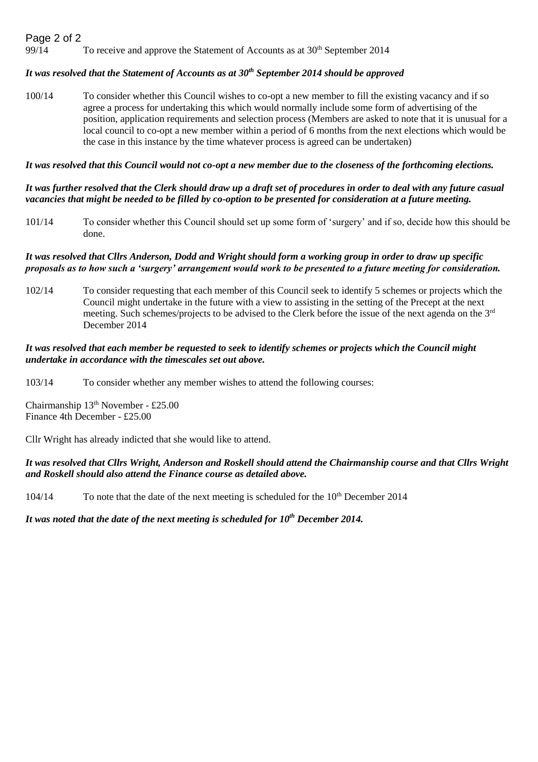99/14 To receive and approve the Statement of Accounts as at 30th September 2014

***It was resolved that the Statement of Accounts as at 30th September 2014 should be approved***

100/14 To consider whether this Council wishes to co-opt a new member to fill the existing vacancy and if so agree a process for undertaking this which would normally include some form of advertising of the position, application requirements and selection process (Members are asked to note that it is unusual for a local council to co-opt a new member within a period of 6 months from the next elections which would be the case in this instance by the time whatever process is agreed can be undertaken)

***It was resolved that this Council would not co-opt a new member due to the closeness of the forthcoming elections.***

***It was further resolved that the Clerk should draw up a draft set of procedures in order to deal with any future casual vacancies that might be needed to be filled by co-option to be presented for consideration at a future meeting.***

101/14 To consider whether this Council should set up some form of 'surgery' and if so, decide how this should be done.

***It was resolved that Cllrs Anderson, Dodd and Wright should form a working group in order to draw up specific proposals as to how such a 'surgery' arrangement would work to be presented to a future meeting for consideration.***

102/14 To consider requesting that each member of this Council seek to identify 5 schemes or projects which the Council might undertake in the future with a view to assisting in the setting of the Precept at the next meeting. Such schemes/projects to be advised to the Clerk before the issue of the next agenda on the 3rd December 2014

***It was resolved that each member be requested to seek to identify schemes or projects which the Council might undertake in accordance with the timescales set out above.***

103/14 To consider whether any member wishes to attend the following courses:

Chairmanship 13th November - £25.00
Finance 4th December - £25.00

Cllr Wright has already indicted that she would like to attend.

***It was resolved that Cllrs Wright, Anderson and Roskell should attend the Chairmanship course and that Cllrs Wright and Roskell should also attend the Finance course as detailed above.***

104/14 To note that the date of the next meeting is scheduled for the 10th December 2014

***It was noted that the date of the next meeting is scheduled for 10th December 2014.***